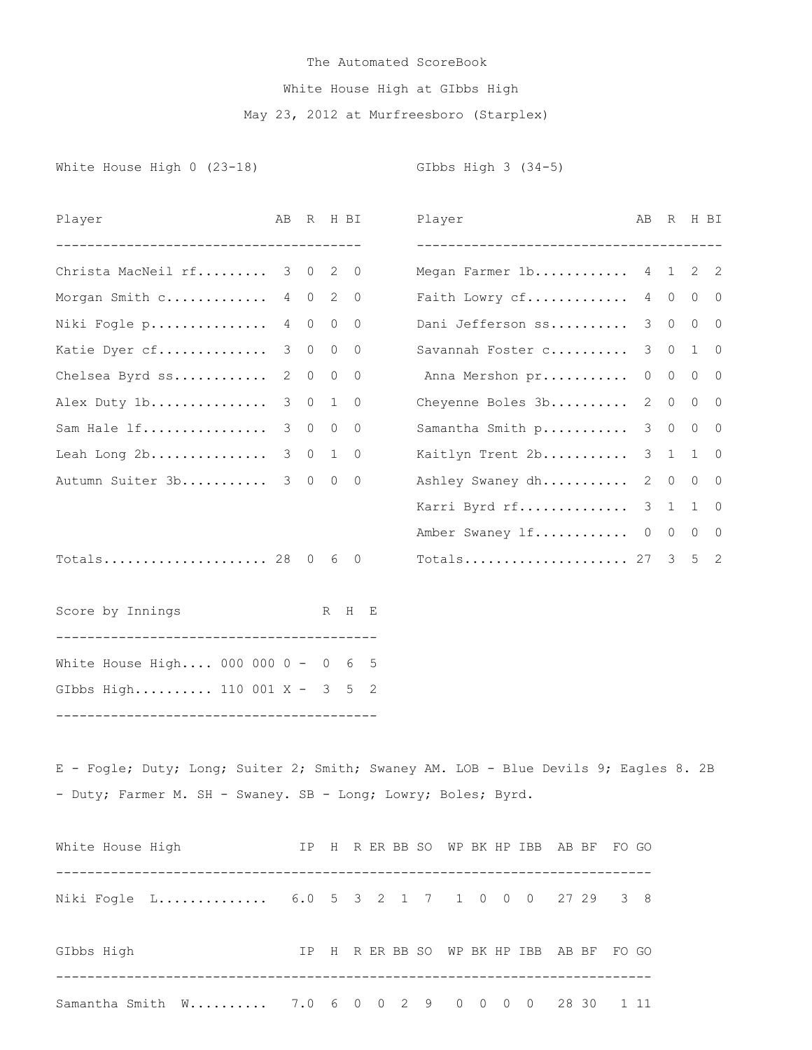# The Automated ScoreBook

## White House High at GIbbs High

May 23, 2012 at Murfreesboro (Starplex)

**White House High 0 (23-18)**

| Player | AB | R | H | BI |
|---|---|---|---|---|
| Christa MacNeil rf | 3 | 0 | 2 | 0 |
| Morgan Smith c | 4 | 0 | 2 | 0 |
| Niki Fogle p | 4 | 0 | 0 | 0 |
| Katie Dyer cf | 3 | 0 | 0 | 0 |
| Chelsea Byrd ss | 2 | 0 | 0 | 0 |
| Alex Duty 1b | 3 | 0 | 1 | 0 |
| Sam Hale lf | 3 | 0 | 0 | 0 |
| Leah Long 2b | 3 | 0 | 1 | 0 |
| Autumn Suiter 3b | 3 | 0 | 0 | 0 |
| Totals | 28 | 0 | 6 | 0 |

**GIbbs High 3 (34-5)**

| Player | AB | R | H | BI |
|---|---|---|---|---|
| Megan Farmer 1b | 4 | 1 | 2 | 2 |
| Faith Lowry cf | 4 | 0 | 0 | 0 |
| Dani Jefferson ss | 3 | 0 | 0 | 0 |
| Savannah Foster c | 3 | 0 | 1 | 0 |
| Anna Mershon pr | 0 | 0 | 0 | 0 |
| Cheyenne Boles 3b | 2 | 0 | 0 | 0 |
| Samantha Smith p | 3 | 0 | 0 | 0 |
| Kaitlyn Trent 2b | 3 | 1 | 1 | 0 |
| Ashley Swaney dh | 2 | 0 | 0 | 0 |
| Karri Byrd rf | 3 | 1 | 1 | 0 |
| Amber Swaney lf | 0 | 0 | 0 | 0 |
| Totals | 27 | 3 | 5 | 2 |

| Score by Innings | | R | H | E |
|---|---|---|---|---|
| White House High | 000 000 0 | 0 | 6 | 5 |
| GIbbs High | 110 001 X | 3 | 5 | 2 |

E - Fogle; Duty; Long; Suiter 2; Smith; Swaney AM. LOB - Blue Devils 9; Eagles 8. 2B - Duty; Farmer M. SH - Swaney. SB - Long; Lowry; Boles; Byrd.

| White House High | IP | H | R | ER | BB | SO | WP | BK | HP | IBB | AB | BF | FO | GO |
|---|---|---|---|---|---|---|---|---|---|---|---|---|---|---|
| Niki Fogle L | 6.0 | 5 | 3 | 2 | 1 | 7 | 1 | 0 | 0 | 0 | 27 | 29 | 3 | 8 |

| GIbbs High | IP | H | R | ER | BB | SO | WP | BK | HP | IBB | AB | BF | FO | GO |
|---|---|---|---|---|---|---|---|---|---|---|---|---|---|---|
| Samantha Smith W | 7.0 | 6 | 0 | 0 | 2 | 9 | 0 | 0 | 0 | 0 | 28 | 30 | 1 | 11 |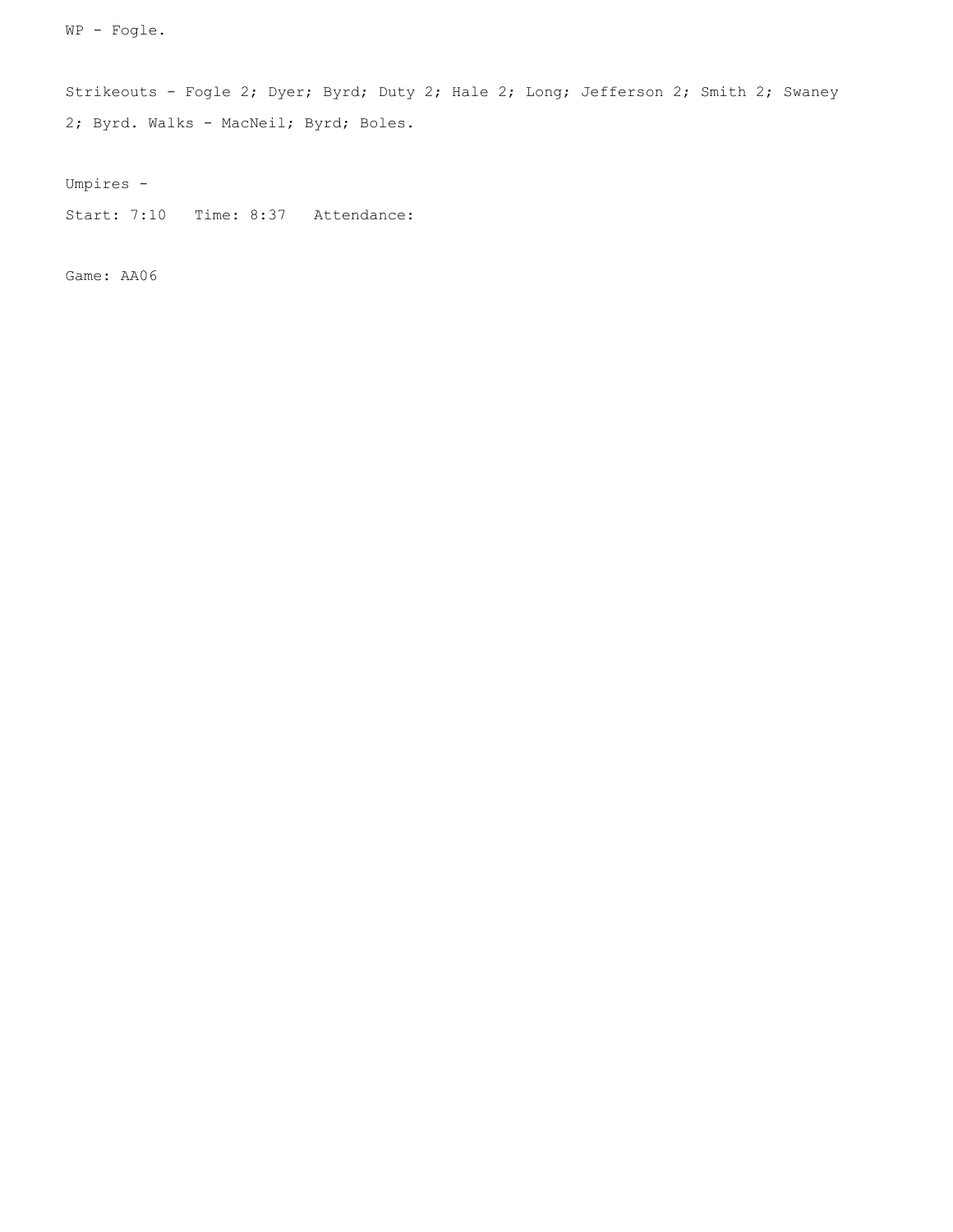WP - Fogle.

Strikeouts - Fogle 2; Dyer; Byrd; Duty 2; Hale 2; Long; Jefferson 2; Smith 2; Swaney 2; Byrd. Walks - MacNeil; Byrd; Boles.

Umpires -

Start: 7:10   Time: 8:37   Attendance:

Game: AA06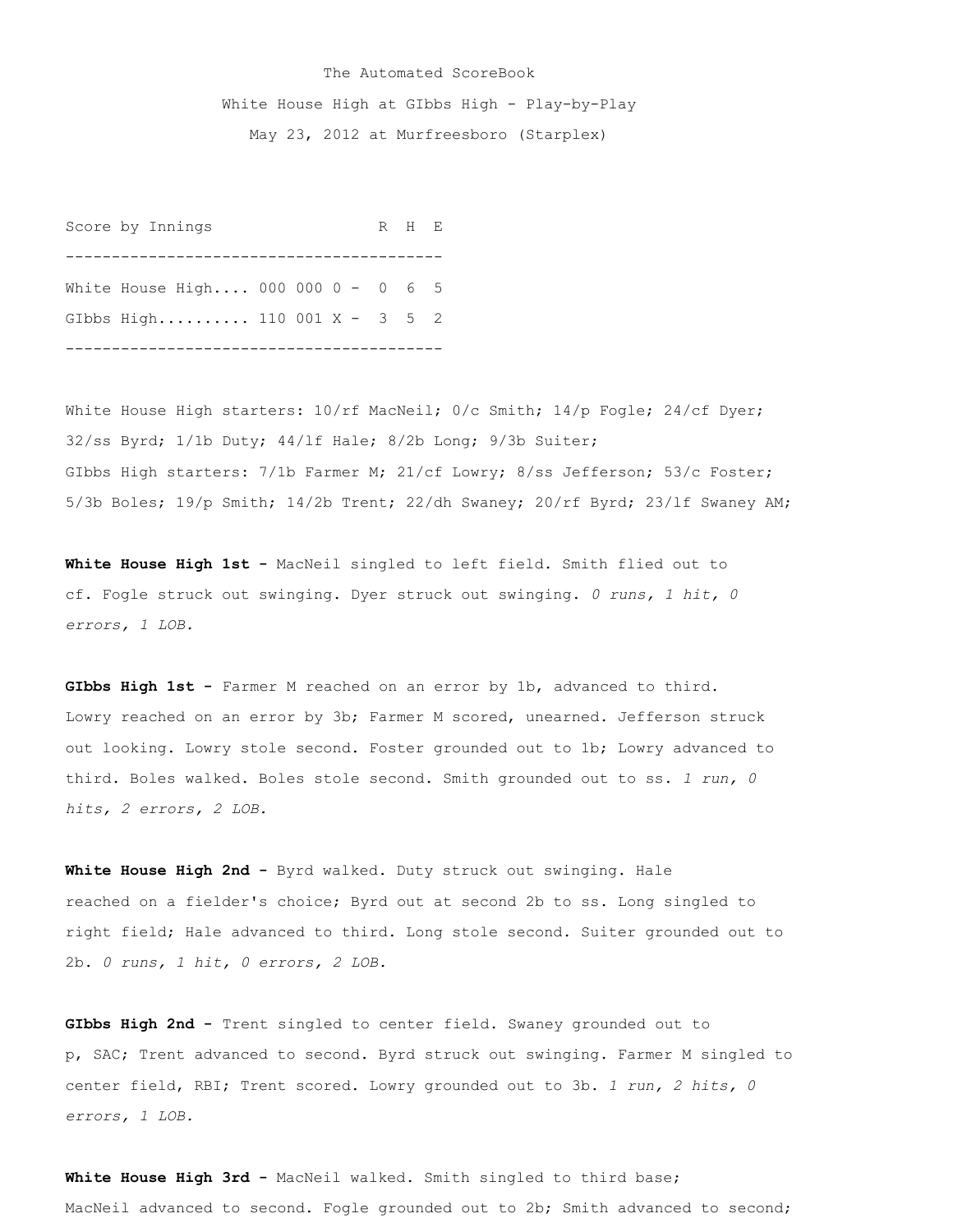The Automated ScoreBook

White House High at GIbbs High - Play-by-Play

May 23, 2012 at Murfreesboro (Starplex)

| Score by Innings | | R | H | E |
|---|---|---|---|---|
| White House High.... | 000 000 0 - | 0 | 6 | 5 |
| GIbbs High.......... | 110 001 X - | 3 | 5 | 2 |

White House High starters: 10/rf MacNeil; 0/c Smith; 14/p Fogle; 24/cf Dyer; 32/ss Byrd; 1/1b Duty; 44/lf Hale; 8/2b Long; 9/3b Suiter;
GIbbs High starters: 7/1b Farmer M; 21/cf Lowry; 8/ss Jefferson; 53/c Foster; 5/3b Boles; 19/p Smith; 14/2b Trent; 22/dh Swaney; 20/rf Byrd; 23/lf Swaney AM;

**White House High 1st -** MacNeil singled to left field. Smith flied out to cf. Fogle struck out swinging. Dyer struck out swinging. *0 runs, 1 hit, 0 errors, 1 LOB.*

**GIbbs High 1st -** Farmer M reached on an error by 1b, advanced to third. Lowry reached on an error by 3b; Farmer M scored, unearned. Jefferson struck out looking. Lowry stole second. Foster grounded out to 1b; Lowry advanced to third. Boles walked. Boles stole second. Smith grounded out to ss. *1 run, 0 hits, 2 errors, 2 LOB.*

**White House High 2nd -** Byrd walked. Duty struck out swinging. Hale reached on a fielder's choice; Byrd out at second 2b to ss. Long singled to right field; Hale advanced to third. Long stole second. Suiter grounded out to 2b. *0 runs, 1 hit, 0 errors, 2 LOB.*

**GIbbs High 2nd -** Trent singled to center field. Swaney grounded out to p, SAC; Trent advanced to second. Byrd struck out swinging. Farmer M singled to center field, RBI; Trent scored. Lowry grounded out to 3b. *1 run, 2 hits, 0 errors, 1 LOB.*

**White House High 3rd -** MacNeil walked. Smith singled to third base; MacNeil advanced to second. Fogle grounded out to 2b; Smith advanced to second;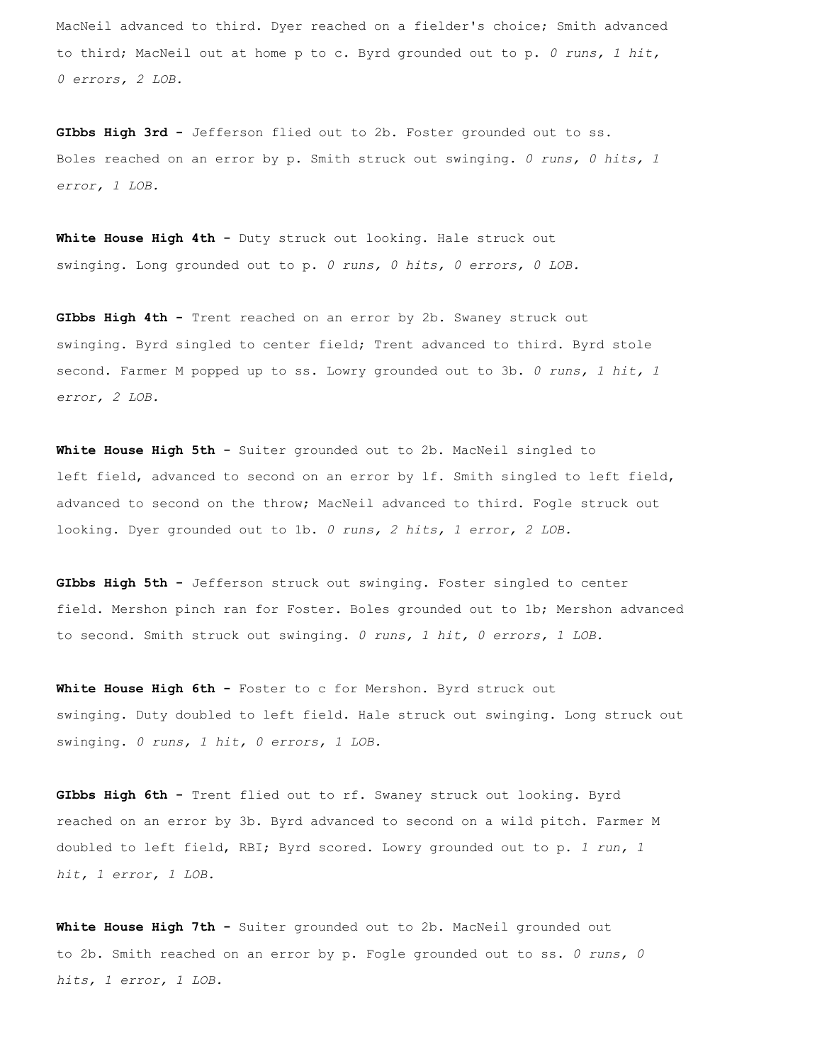MacNeil advanced to third. Dyer reached on a fielder's choice; Smith advanced to third; MacNeil out at home p to c. Byrd grounded out to p. *0 runs, 1 hit, 0 errors, 2 LOB.*

**GIbbs High 3rd -** Jefferson flied out to 2b. Foster grounded out to ss. Boles reached on an error by p. Smith struck out swinging. *0 runs, 0 hits, 1 error, 1 LOB.*

**White House High 4th -** Duty struck out looking. Hale struck out swinging. Long grounded out to p. *0 runs, 0 hits, 0 errors, 0 LOB.*

**GIbbs High 4th -** Trent reached on an error by 2b. Swaney struck out swinging. Byrd singled to center field; Trent advanced to third. Byrd stole second. Farmer M popped up to ss. Lowry grounded out to 3b. *0 runs, 1 hit, 1 error, 2 LOB.*

**White House High 5th -** Suiter grounded out to 2b. MacNeil singled to left field, advanced to second on an error by lf. Smith singled to left field, advanced to second on the throw; MacNeil advanced to third. Fogle struck out looking. Dyer grounded out to 1b. *0 runs, 2 hits, 1 error, 2 LOB.*

**GIbbs High 5th -** Jefferson struck out swinging. Foster singled to center field. Mershon pinch ran for Foster. Boles grounded out to 1b; Mershon advanced to second. Smith struck out swinging. *0 runs, 1 hit, 0 errors, 1 LOB.*

**White House High 6th -** Foster to c for Mershon. Byrd struck out swinging. Duty doubled to left field. Hale struck out swinging. Long struck out swinging. *0 runs, 1 hit, 0 errors, 1 LOB.*

**GIbbs High 6th -** Trent flied out to rf. Swaney struck out looking. Byrd reached on an error by 3b. Byrd advanced to second on a wild pitch. Farmer M doubled to left field, RBI; Byrd scored. Lowry grounded out to p. *1 run, 1 hit, 1 error, 1 LOB.*

**White House High 7th -** Suiter grounded out to 2b. MacNeil grounded out to 2b. Smith reached on an error by p. Fogle grounded out to ss. *0 runs, 0 hits, 1 error, 1 LOB.*